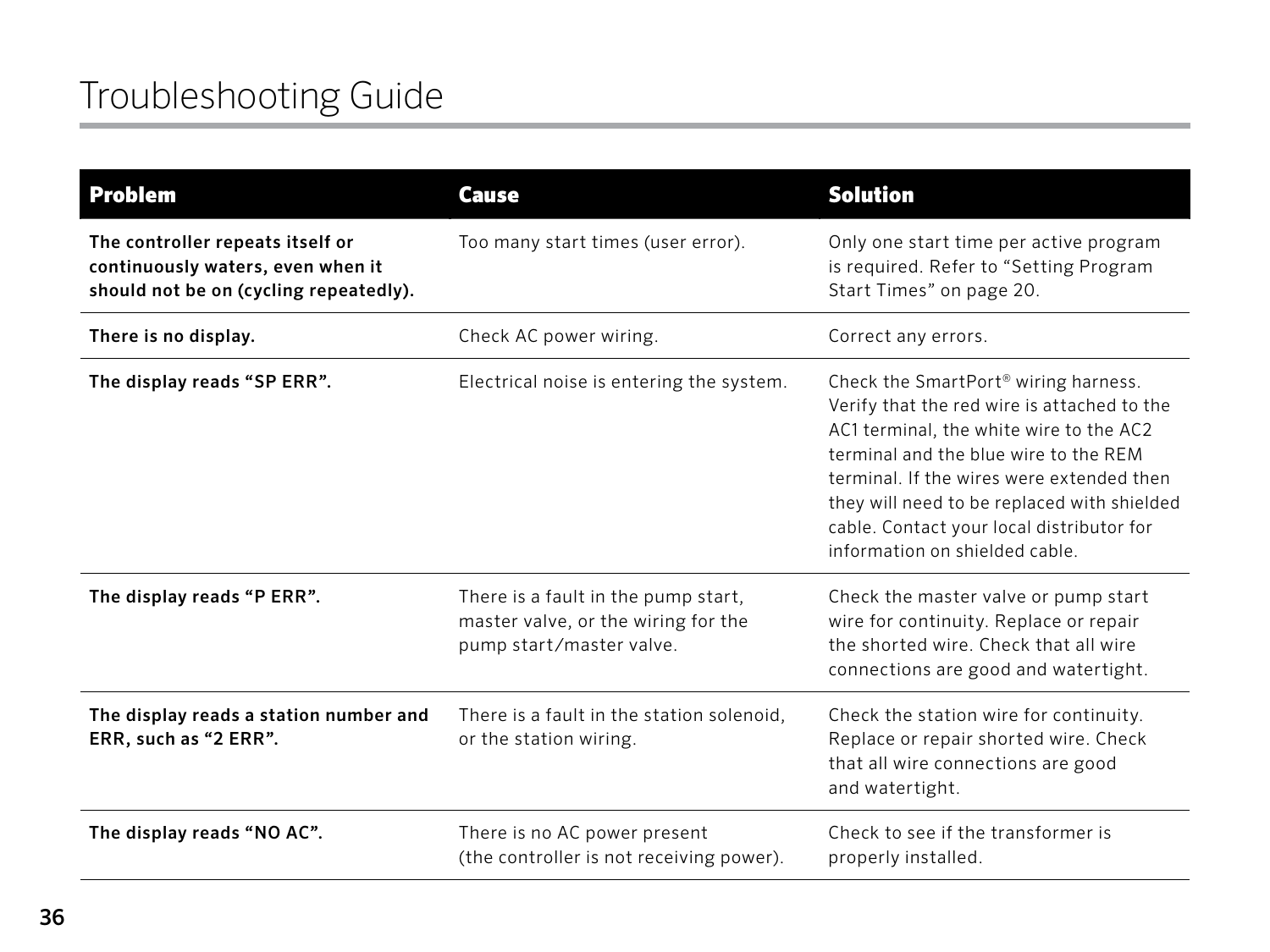# Troubleshooting Guide

| Problem | Cause | Solution |
|---|---|---|
| **The controller repeats itself or continuously waters, even when it should not be on (cycling repeatedly).** | Too many start times (user error). | Only one start time per active program is required. Refer to "Setting Program Start Times" on page 20. |
| **There is no display.** | Check AC power wiring. | Correct any errors. |
| **The display reads "SP ERR".** | Electrical noise is entering the system. | Check the SmartPort® wiring harness. Verify that the red wire is attached to the AC1 terminal, the white wire to the AC2 terminal and the blue wire to the REM terminal. If the wires were extended then they will need to be replaced with shielded cable. Contact your local distributor for information on shielded cable. |
| **The display reads "P ERR".** | There is a fault in the pump start, master valve, or the wiring for the pump start/master valve. | Check the master valve or pump start wire for continuity. Replace or repair the shorted wire. Check that all wire connections are good and watertight. |
| **The display reads a station number and ERR, such as "2 ERR".** | There is a fault in the station solenoid, or the station wiring. | Check the station wire for continuity. Replace or repair shorted wire. Check that all wire connections are good and watertight. |
| **The display reads "NO AC".** | There is no AC power present (the controller is not receiving power). | Check to see if the transformer is properly installed. |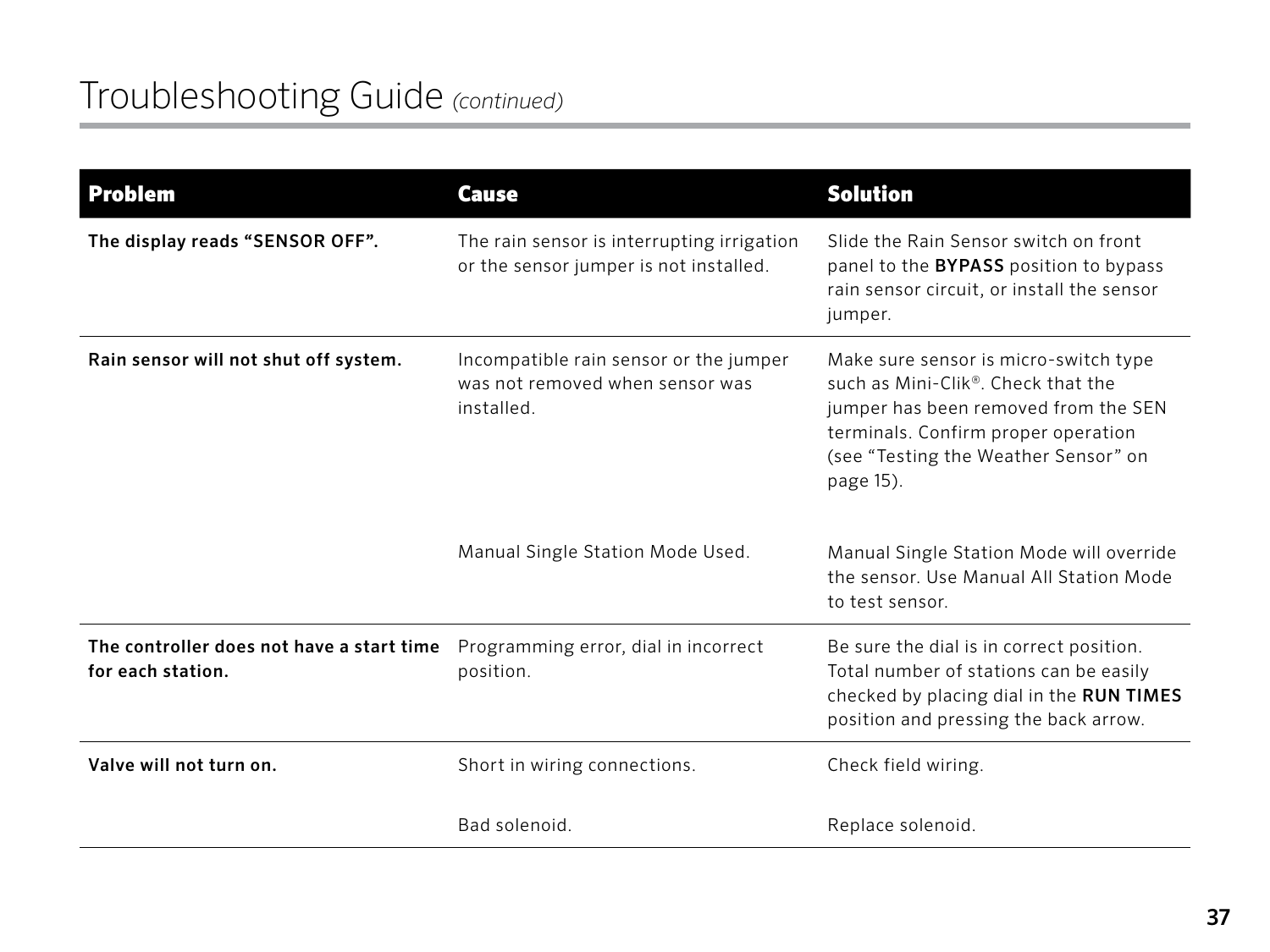# Troubleshooting Guide *(continued)*

| Problem | Cause | Solution |
| --- | --- | --- |
| **The display reads "SENSOR OFF".** | The rain sensor is interrupting irrigation or the sensor jumper is not installed. | Slide the Rain Sensor switch on front panel to the **BYPASS** position to bypass rain sensor circuit, or install the sensor jumper. |
| **Rain sensor will not shut off system.** | Incompatible rain sensor or the jumper was not removed when sensor was installed. | Make sure sensor is micro-switch type such as Mini-Clik®. Check that the jumper has been removed from the SEN terminals. Confirm proper operation (see "Testing the Weather Sensor" on page 15). |
| | Manual Single Station Mode Used. | Manual Single Station Mode will override the sensor. Use Manual All Station Mode to test sensor. |
| **The controller does not have a start time for each station.** | Programming error, dial in incorrect position. | Be sure the dial is in correct position. Total number of stations can be easily checked by placing dial in the **RUN TIMES** position and pressing the back arrow. |
| **Valve will not turn on.** | Short in wiring connections. | Check field wiring. |
| | Bad solenoid. | Replace solenoid. |